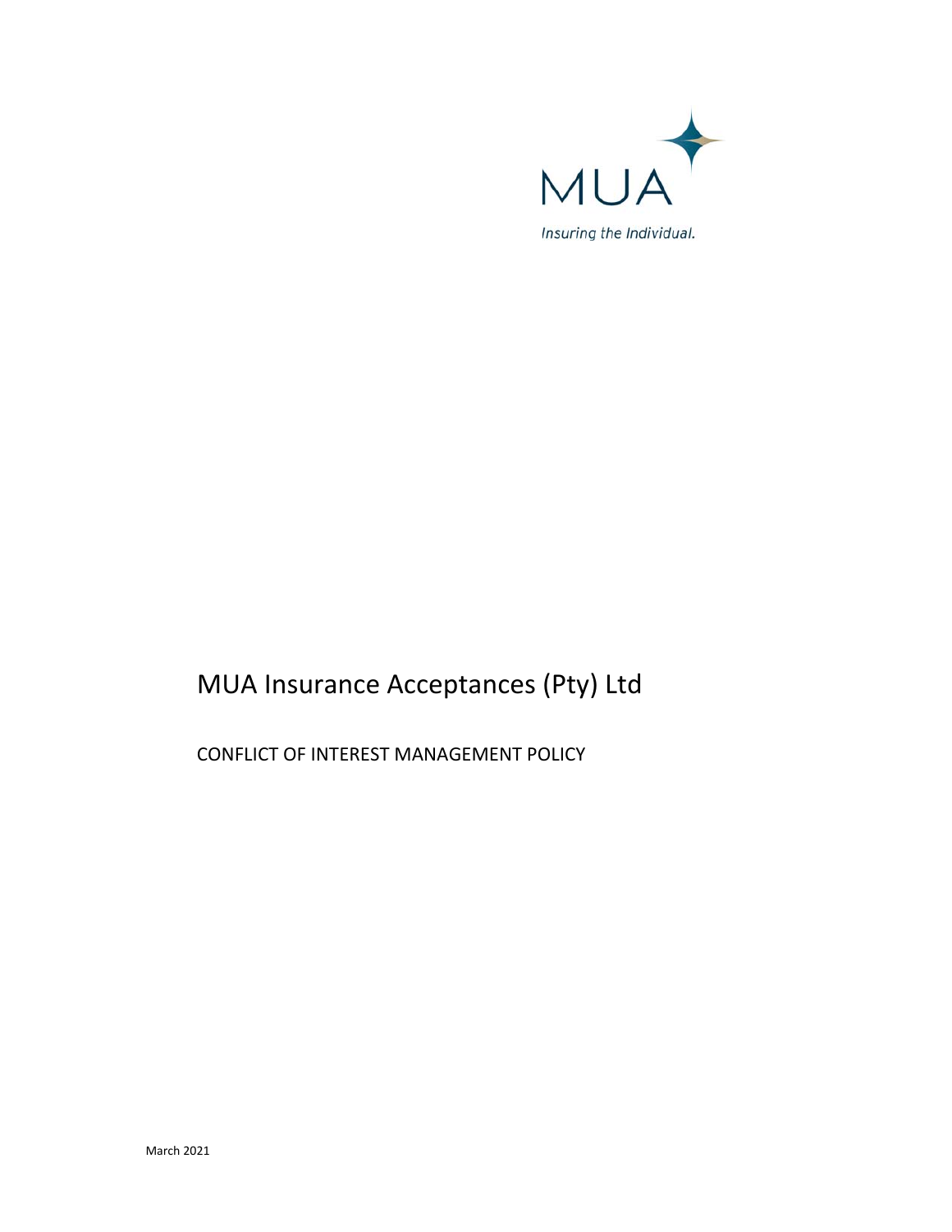MUA

*Insuring the Individual.*

# MUA Insurance Acceptances (Pty) Ltd

## CONFLICT OF INTEREST MANAGEMENT POLICY

March 2021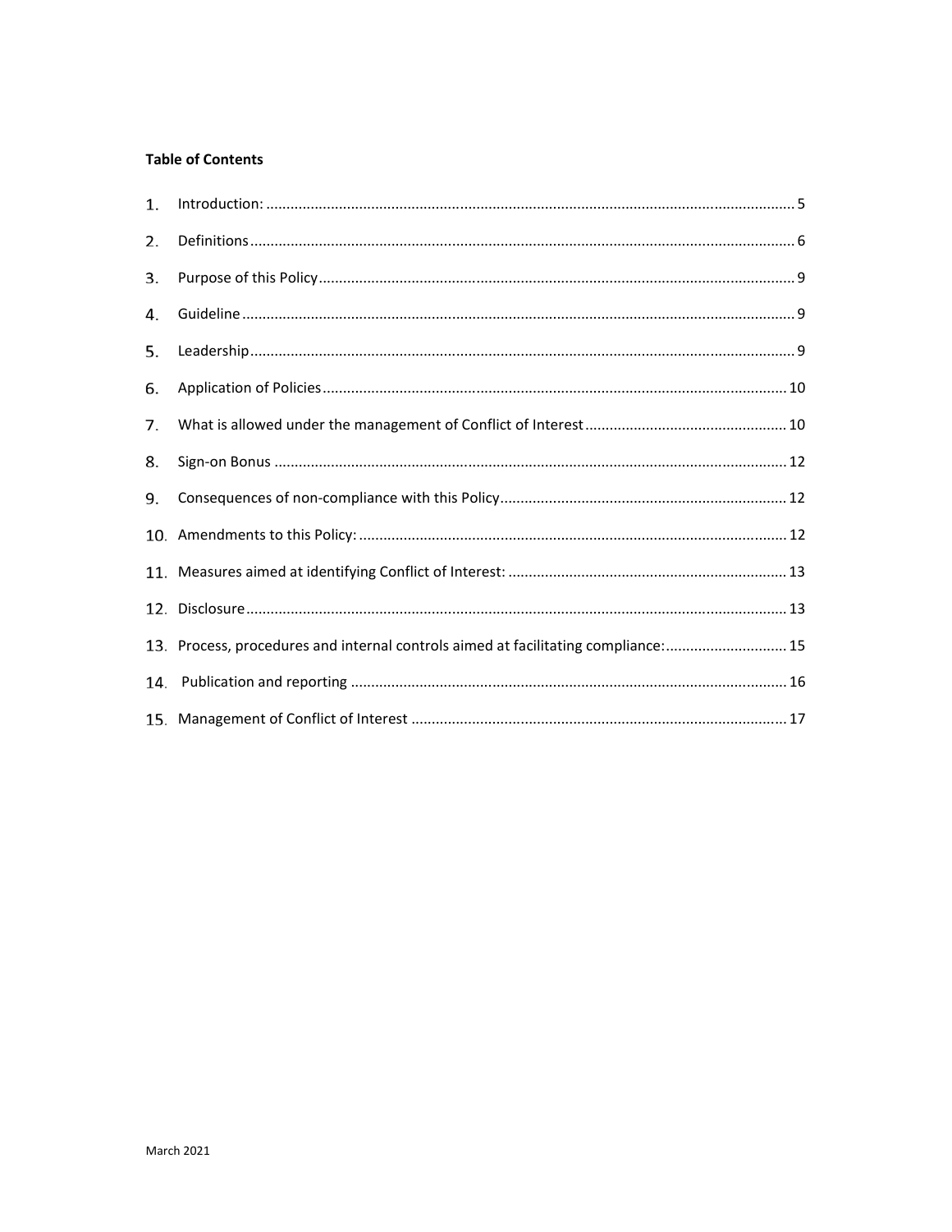**Table of Contents**

1. Introduction: .......... 5
2. Definitions .......... 6
3. Purpose of this Policy .......... 9
4. Guideline .......... 9
5. Leadership .......... 9
6. Application of Policies .......... 10
7. What is allowed under the management of Conflict of Interest .......... 10
8. Sign-on Bonus .......... 12
9. Consequences of non-compliance with this Policy .......... 12
10. Amendments to this Policy: .......... 12
11. Measures aimed at identifying Conflict of Interest: .......... 13
12. Disclosure .......... 13
13. Process, procedures and internal controls aimed at facilitating compliance: .......... 15
14. Publication and reporting .......... 16
15. Management of Conflict of Interest .......... 17

March 2021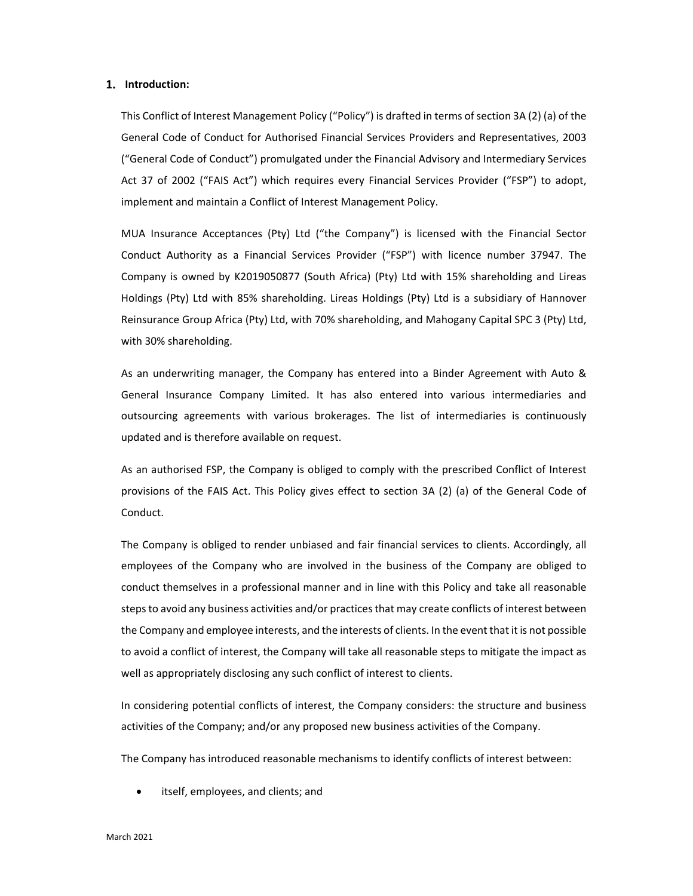## 1. Introduction:

This Conflict of Interest Management Policy ("Policy") is drafted in terms of section 3A (2) (a) of the General Code of Conduct for Authorised Financial Services Providers and Representatives, 2003 ("General Code of Conduct") promulgated under the Financial Advisory and Intermediary Services Act 37 of 2002 ("FAIS Act") which requires every Financial Services Provider ("FSP") to adopt, implement and maintain a Conflict of Interest Management Policy.

MUA Insurance Acceptances (Pty) Ltd ("the Company") is licensed with the Financial Sector Conduct Authority as a Financial Services Provider ("FSP") with licence number 37947. The Company is owned by K2019050877 (South Africa) (Pty) Ltd with 15% shareholding and Lireas Holdings (Pty) Ltd with 85% shareholding. Lireas Holdings (Pty) Ltd is a subsidiary of Hannover Reinsurance Group Africa (Pty) Ltd, with 70% shareholding, and Mahogany Capital SPC 3 (Pty) Ltd, with 30% shareholding.

As an underwriting manager, the Company has entered into a Binder Agreement with Auto & General Insurance Company Limited. It has also entered into various intermediaries and outsourcing agreements with various brokerages. The list of intermediaries is continuously updated and is therefore available on request.

As an authorised FSP, the Company is obliged to comply with the prescribed Conflict of Interest provisions of the FAIS Act. This Policy gives effect to section 3A (2) (a) of the General Code of Conduct.

The Company is obliged to render unbiased and fair financial services to clients. Accordingly, all employees of the Company who are involved in the business of the Company are obliged to conduct themselves in a professional manner and in line with this Policy and take all reasonable steps to avoid any business activities and/or practices that may create conflicts of interest between the Company and employee interests, and the interests of clients. In the event that it is not possible to avoid a conflict of interest, the Company will take all reasonable steps to mitigate the impact as well as appropriately disclosing any such conflict of interest to clients.

In considering potential conflicts of interest, the Company considers: the structure and business activities of the Company; and/or any proposed new business activities of the Company.

The Company has introduced reasonable mechanisms to identify conflicts of interest between:

- itself, employees, and clients; and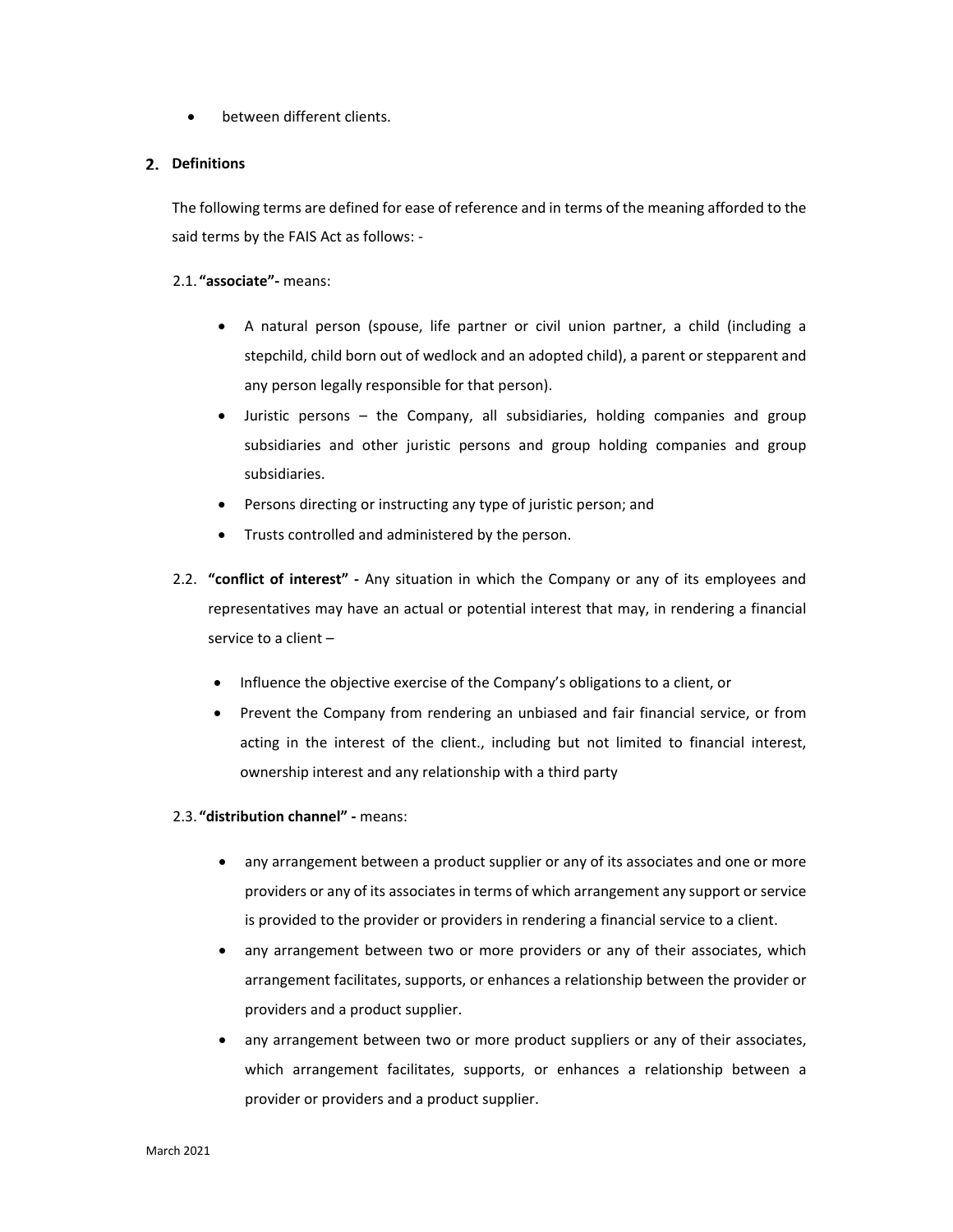- between different clients.

## 2. Definitions

The following terms are defined for ease of reference and in terms of the meaning afforded to the said terms by the FAIS Act as follows: -

2.1. **"associate"-** means:

- A natural person (spouse, life partner or civil union partner, a child (including a stepchild, child born out of wedlock and an adopted child), a parent or stepparent and any person legally responsible for that person).
- Juristic persons – the Company, all subsidiaries, holding companies and group subsidiaries and other juristic persons and group holding companies and group subsidiaries.
- Persons directing or instructing any type of juristic person; and
- Trusts controlled and administered by the person.

2.2. **"conflict of interest" -** Any situation in which the Company or any of its employees and representatives may have an actual or potential interest that may, in rendering a financial service to a client –

- Influence the objective exercise of the Company's obligations to a client, or
- Prevent the Company from rendering an unbiased and fair financial service, or from acting in the interest of the client., including but not limited to financial interest, ownership interest and any relationship with a third party

2.3. **"distribution channel" -** means:

- any arrangement between a product supplier or any of its associates and one or more providers or any of its associates in terms of which arrangement any support or service is provided to the provider or providers in rendering a financial service to a client.
- any arrangement between two or more providers or any of their associates, which arrangement facilitates, supports, or enhances a relationship between the provider or providers and a product supplier.
- any arrangement between two or more product suppliers or any of their associates, which arrangement facilitates, supports, or enhances a relationship between a provider or providers and a product supplier.

March 2021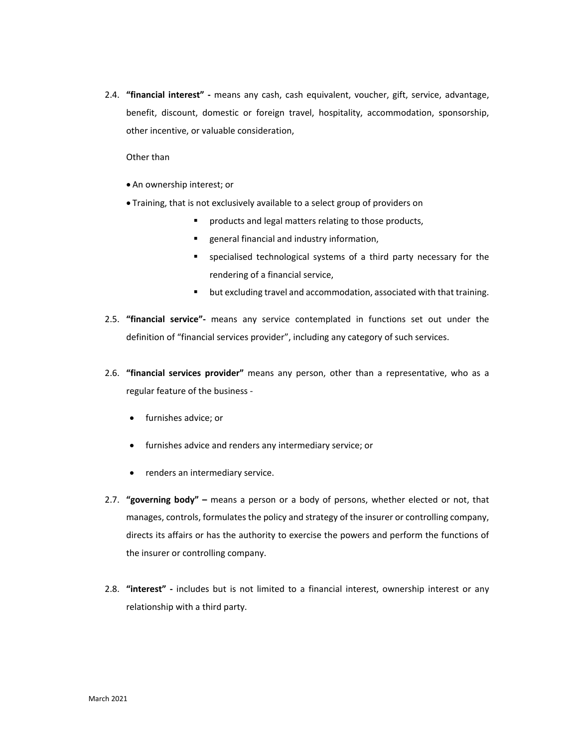2.4. **"financial interest" -** means any cash, cash equivalent, voucher, gift, service, advantage, benefit, discount, domestic or foreign travel, hospitality, accommodation, sponsorship, other incentive, or valuable consideration,

Other than

- An ownership interest; or
- Training, that is not exclusively available to a select group of providers on
  - products and legal matters relating to those products,
  - general financial and industry information,
  - specialised technological systems of a third party necessary for the rendering of a financial service,
  - but excluding travel and accommodation, associated with that training.

2.5. **"financial service"-** means any service contemplated in functions set out under the definition of "financial services provider", including any category of such services.

2.6. **"financial services provider"** means any person, other than a representative, who as a regular feature of the business -

- furnishes advice; or
- furnishes advice and renders any intermediary service; or
- renders an intermediary service.

2.7. **"governing body" –** means a person or a body of persons, whether elected or not, that manages, controls, formulates the policy and strategy of the insurer or controlling company, directs its affairs or has the authority to exercise the powers and perform the functions of the insurer or controlling company.

2.8. **"interest" -** includes but is not limited to a financial interest, ownership interest or any relationship with a third party.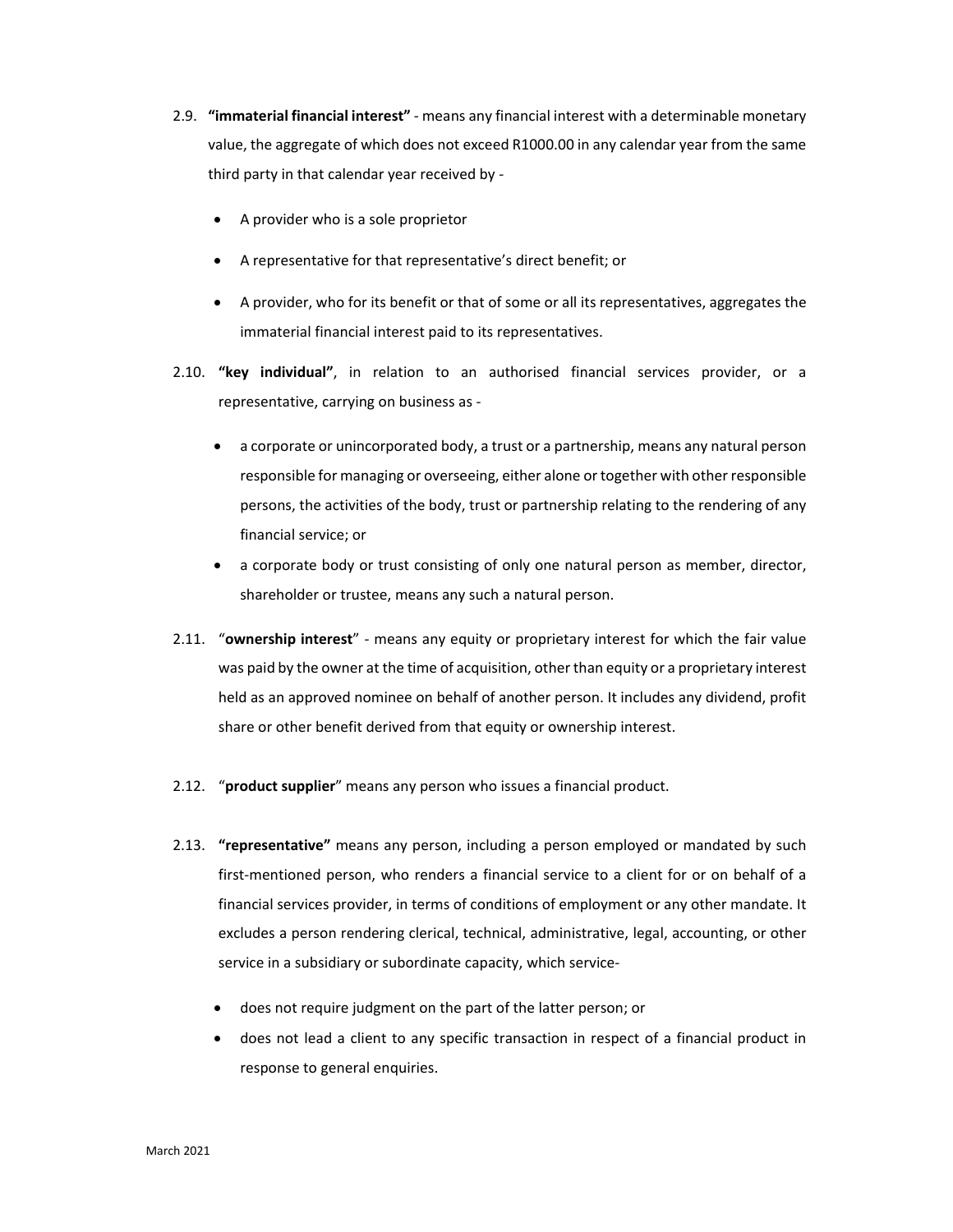2.9. **"immaterial financial interest"** - means any financial interest with a determinable monetary value, the aggregate of which does not exceed R1000.00 in any calendar year from the same third party in that calendar year received by -

- A provider who is a sole proprietor
- A representative for that representative's direct benefit; or
- A provider, who for its benefit or that of some or all its representatives, aggregates the immaterial financial interest paid to its representatives.

2.10. **"key individual"**, in relation to an authorised financial services provider, or a representative, carrying on business as -

- a corporate or unincorporated body, a trust or a partnership, means any natural person responsible for managing or overseeing, either alone or together with other responsible persons, the activities of the body, trust or partnership relating to the rendering of any financial service; or
- a corporate body or trust consisting of only one natural person as member, director, shareholder or trustee, means any such a natural person.

2.11. "**ownership interest**" - means any equity or proprietary interest for which the fair value was paid by the owner at the time of acquisition, other than equity or a proprietary interest held as an approved nominee on behalf of another person. It includes any dividend, profit share or other benefit derived from that equity or ownership interest.

2.12. "**product supplier**" means any person who issues a financial product.

2.13. **"representative"** means any person, including a person employed or mandated by such first-mentioned person, who renders a financial service to a client for or on behalf of a financial services provider, in terms of conditions of employment or any other mandate. It excludes a person rendering clerical, technical, administrative, legal, accounting, or other service in a subsidiary or subordinate capacity, which service-

- does not require judgment on the part of the latter person; or
- does not lead a client to any specific transaction in respect of a financial product in response to general enquiries.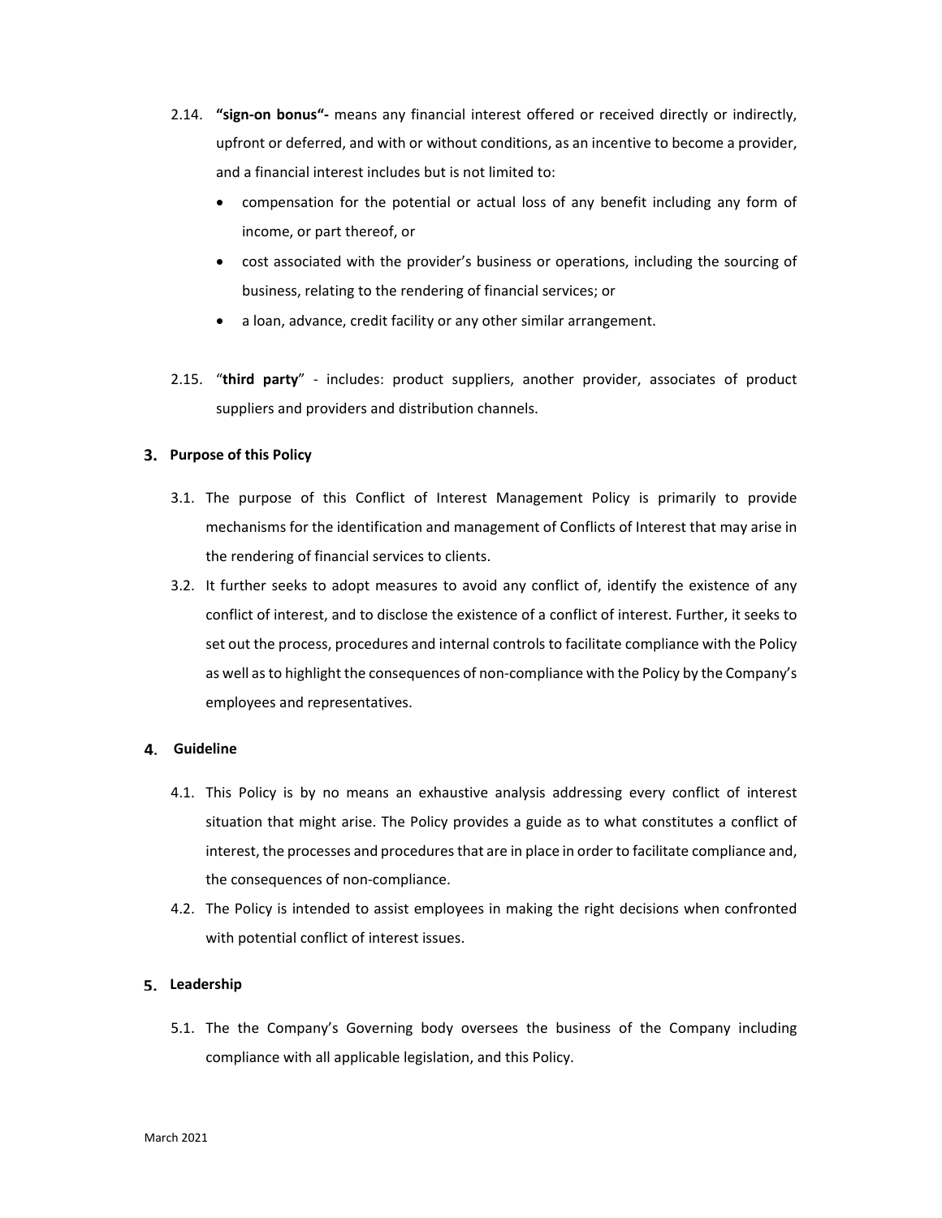2.14. **"sign-on bonus"-** means any financial interest offered or received directly or indirectly, upfront or deferred, and with or without conditions, as an incentive to become a provider, and a financial interest includes but is not limited to:

- compensation for the potential or actual loss of any benefit including any form of income, or part thereof, or
- cost associated with the provider's business or operations, including the sourcing of business, relating to the rendering of financial services; or
- a loan, advance, credit facility or any other similar arrangement.

2.15. "**third party**" - includes: product suppliers, another provider, associates of product suppliers and providers and distribution channels.

## 3. Purpose of this Policy

3.1. The purpose of this Conflict of Interest Management Policy is primarily to provide mechanisms for the identification and management of Conflicts of Interest that may arise in the rendering of financial services to clients.

3.2. It further seeks to adopt measures to avoid any conflict of, identify the existence of any conflict of interest, and to disclose the existence of a conflict of interest. Further, it seeks to set out the process, procedures and internal controls to facilitate compliance with the Policy as well as to highlight the consequences of non-compliance with the Policy by the Company's employees and representatives.

## 4. Guideline

4.1. This Policy is by no means an exhaustive analysis addressing every conflict of interest situation that might arise. The Policy provides a guide as to what constitutes a conflict of interest, the processes and procedures that are in place in order to facilitate compliance and, the consequences of non-compliance.

4.2. The Policy is intended to assist employees in making the right decisions when confronted with potential conflict of interest issues.

## 5. Leadership

5.1. The the Company's Governing body oversees the business of the Company including compliance with all applicable legislation, and this Policy.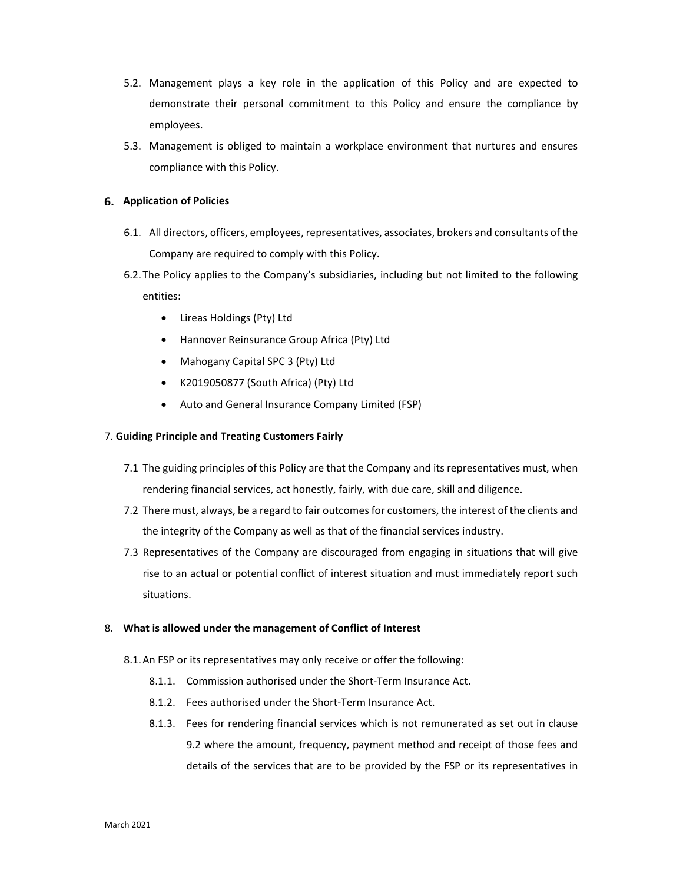5.2. Management plays a key role in the application of this Policy and are expected to demonstrate their personal commitment to this Policy and ensure the compliance by employees.

5.3. Management is obliged to maintain a workplace environment that nurtures and ensures compliance with this Policy.

## 6. Application of Policies

6.1. All directors, officers, employees, representatives, associates, brokers and consultants of the Company are required to comply with this Policy.

6.2. The Policy applies to the Company's subsidiaries, including but not limited to the following entities:

- Lireas Holdings (Pty) Ltd
- Hannover Reinsurance Group Africa (Pty) Ltd
- Mahogany Capital SPC 3 (Pty) Ltd
- K2019050877 (South Africa) (Pty) Ltd
- Auto and General Insurance Company Limited (FSP)

## 7. Guiding Principle and Treating Customers Fairly

7.1 The guiding principles of this Policy are that the Company and its representatives must, when rendering financial services, act honestly, fairly, with due care, skill and diligence.

7.2 There must, always, be a regard to fair outcomes for customers, the interest of the clients and the integrity of the Company as well as that of the financial services industry.

7.3 Representatives of the Company are discouraged from engaging in situations that will give rise to an actual or potential conflict of interest situation and must immediately report such situations.

## 8. What is allowed under the management of Conflict of Interest

8.1. An FSP or its representatives may only receive or offer the following:

8.1.1. Commission authorised under the Short-Term Insurance Act.

8.1.2. Fees authorised under the Short-Term Insurance Act.

8.1.3. Fees for rendering financial services which is not remunerated as set out in clause 9.2 where the amount, frequency, payment method and receipt of those fees and details of the services that are to be provided by the FSP or its representatives in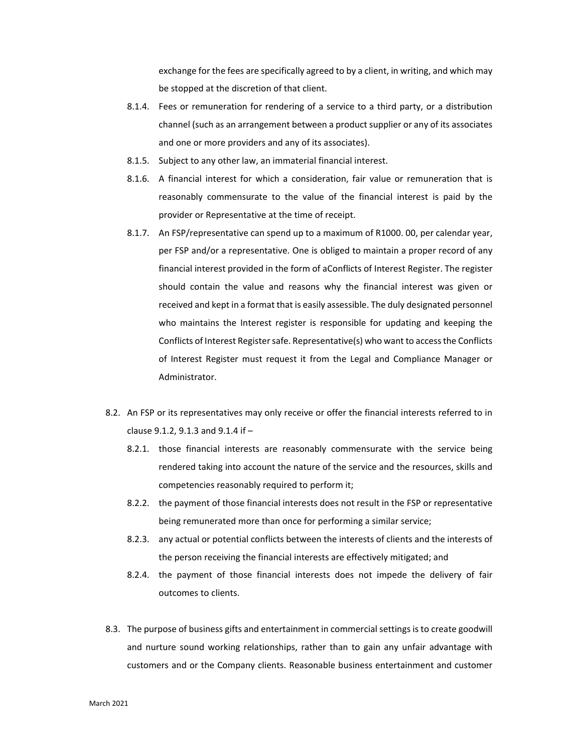exchange for the fees are specifically agreed to by a client, in writing, and which may be stopped at the discretion of that client.

8.1.4. Fees or remuneration for rendering of a service to a third party, or a distribution channel (such as an arrangement between a product supplier or any of its associates and one or more providers and any of its associates).

8.1.5. Subject to any other law, an immaterial financial interest.

8.1.6. A financial interest for which a consideration, fair value or remuneration that is reasonably commensurate to the value of the financial interest is paid by the provider or Representative at the time of receipt.

8.1.7. An FSP/representative can spend up to a maximum of R1000. 00, per calendar year, per FSP and/or a representative. One is obliged to maintain a proper record of any financial interest provided in the form of aConflicts of Interest Register. The register should contain the value and reasons why the financial interest was given or received and kept in a format that is easily assessible. The duly designated personnel who maintains the Interest register is responsible for updating and keeping the Conflicts of Interest Register safe. Representative(s) who want to access the Conflicts of Interest Register must request it from the Legal and Compliance Manager or Administrator.

8.2. An FSP or its representatives may only receive or offer the financial interests referred to in clause 9.1.2, 9.1.3 and 9.1.4 if –

8.2.1. those financial interests are reasonably commensurate with the service being rendered taking into account the nature of the service and the resources, skills and competencies reasonably required to perform it;

8.2.2. the payment of those financial interests does not result in the FSP or representative being remunerated more than once for performing a similar service;

8.2.3. any actual or potential conflicts between the interests of clients and the interests of the person receiving the financial interests are effectively mitigated; and

8.2.4. the payment of those financial interests does not impede the delivery of fair outcomes to clients.

8.3. The purpose of business gifts and entertainment in commercial settings is to create goodwill and nurture sound working relationships, rather than to gain any unfair advantage with customers and or the Company clients. Reasonable business entertainment and customer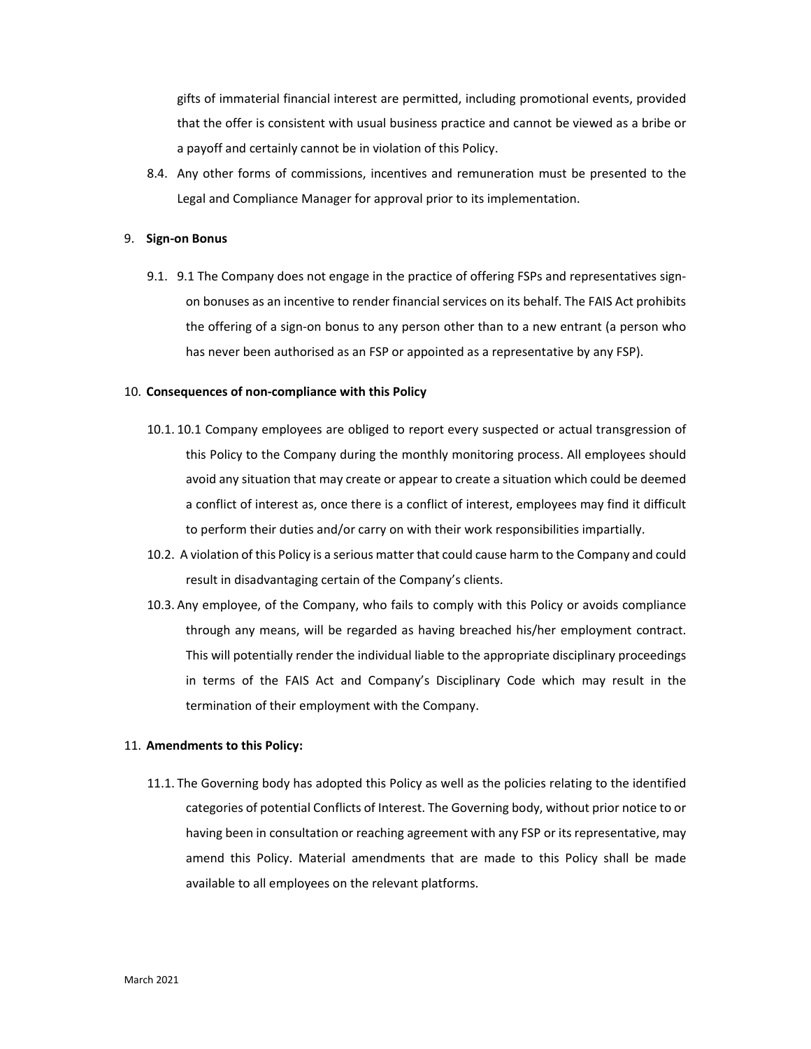gifts of immaterial financial interest are permitted, including promotional events, provided that the offer is consistent with usual business practice and cannot be viewed as a bribe or a payoff and certainly cannot be in violation of this Policy.

8.4. Any other forms of commissions, incentives and remuneration must be presented to the Legal and Compliance Manager for approval prior to its implementation.

9. **Sign-on Bonus**

9.1. 9.1 The Company does not engage in the practice of offering FSPs and representatives sign-on bonuses as an incentive to render financial services on its behalf. The FAIS Act prohibits the offering of a sign-on bonus to any person other than to a new entrant (a person who has never been authorised as an FSP or appointed as a representative by any FSP).

10. **Consequences of non-compliance with this Policy**

10.1. 10.1 Company employees are obliged to report every suspected or actual transgression of this Policy to the Company during the monthly monitoring process. All employees should avoid any situation that may create or appear to create a situation which could be deemed a conflict of interest as, once there is a conflict of interest, employees may find it difficult to perform their duties and/or carry on with their work responsibilities impartially.

10.2. A violation of this Policy is a serious matter that could cause harm to the Company and could result in disadvantaging certain of the Company's clients.

10.3. Any employee, of the Company, who fails to comply with this Policy or avoids compliance through any means, will be regarded as having breached his/her employment contract. This will potentially render the individual liable to the appropriate disciplinary proceedings in terms of the FAIS Act and Company's Disciplinary Code which may result in the termination of their employment with the Company.

11. **Amendments to this Policy:**

11.1. The Governing body has adopted this Policy as well as the policies relating to the identified categories of potential Conflicts of Interest. The Governing body, without prior notice to or having been in consultation or reaching agreement with any FSP or its representative, may amend this Policy. Material amendments that are made to this Policy shall be made available to all employees on the relevant platforms.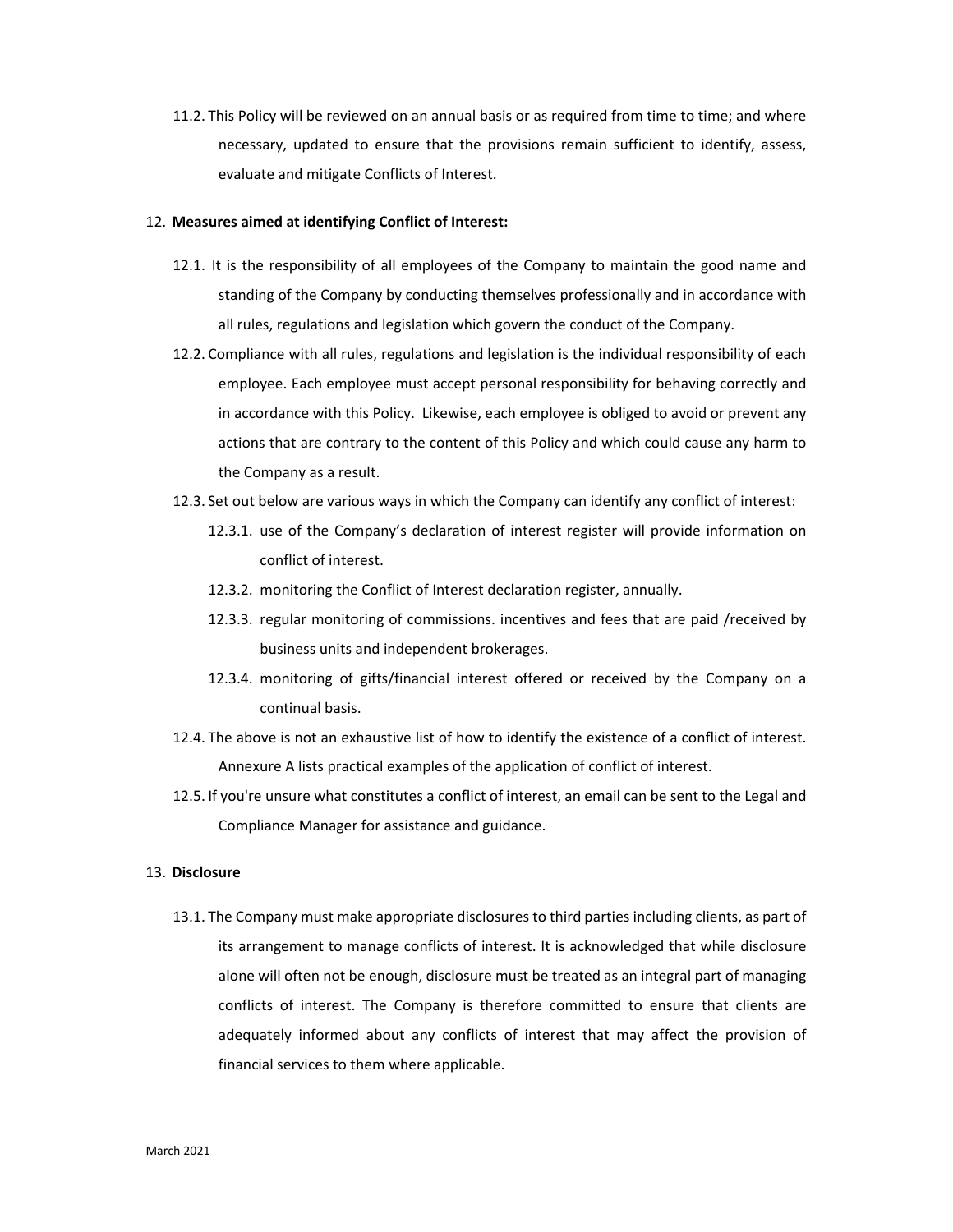11.2. This Policy will be reviewed on an annual basis or as required from time to time; and where necessary, updated to ensure that the provisions remain sufficient to identify, assess, evaluate and mitigate Conflicts of Interest.

12. **Measures aimed at identifying Conflict of Interest:**

12.1. It is the responsibility of all employees of the Company to maintain the good name and standing of the Company by conducting themselves professionally and in accordance with all rules, regulations and legislation which govern the conduct of the Company.

12.2. Compliance with all rules, regulations and legislation is the individual responsibility of each employee. Each employee must accept personal responsibility for behaving correctly and in accordance with this Policy. Likewise, each employee is obliged to avoid or prevent any actions that are contrary to the content of this Policy and which could cause any harm to the Company as a result.

12.3. Set out below are various ways in which the Company can identify any conflict of interest:

12.3.1. use of the Company's declaration of interest register will provide information on conflict of interest.

12.3.2. monitoring the Conflict of Interest declaration register, annually.

12.3.3. regular monitoring of commissions. incentives and fees that are paid /received by business units and independent brokerages.

12.3.4. monitoring of gifts/financial interest offered or received by the Company on a continual basis.

12.4. The above is not an exhaustive list of how to identify the existence of a conflict of interest. Annexure A lists practical examples of the application of conflict of interest.

12.5. If you're unsure what constitutes a conflict of interest, an email can be sent to the Legal and Compliance Manager for assistance and guidance.

13. **Disclosure**

13.1. The Company must make appropriate disclosures to third parties including clients, as part of its arrangement to manage conflicts of interest. It is acknowledged that while disclosure alone will often not be enough, disclosure must be treated as an integral part of managing conflicts of interest. The Company is therefore committed to ensure that clients are adequately informed about any conflicts of interest that may affect the provision of financial services to them where applicable.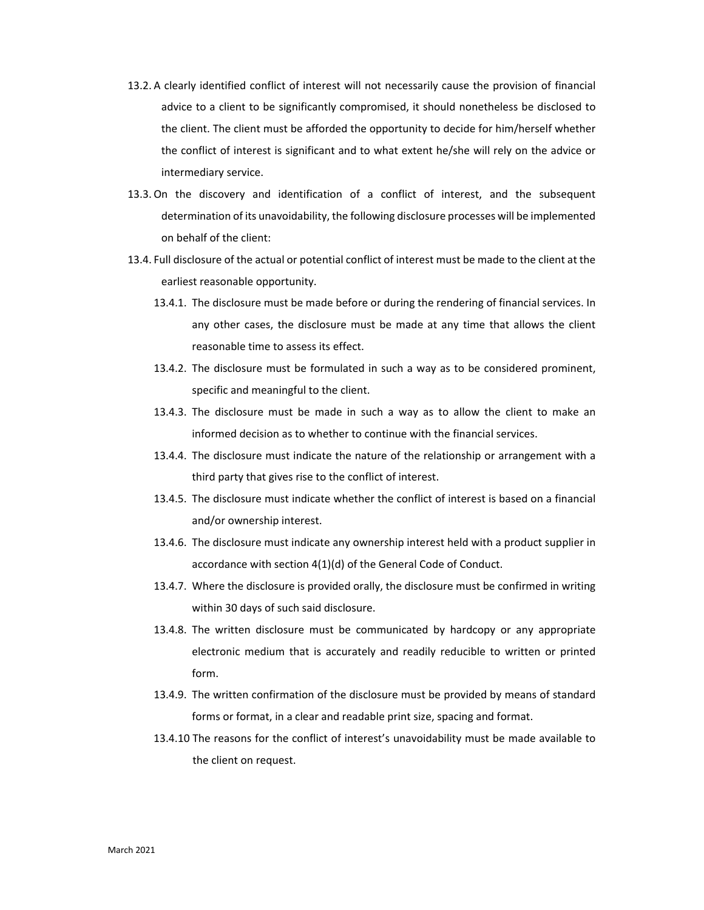13.2. A clearly identified conflict of interest will not necessarily cause the provision of financial advice to a client to be significantly compromised, it should nonetheless be disclosed to the client. The client must be afforded the opportunity to decide for him/herself whether the conflict of interest is significant and to what extent he/she will rely on the advice or intermediary service.

13.3. On the discovery and identification of a conflict of interest, and the subsequent determination of its unavoidability, the following disclosure processes will be implemented on behalf of the client:

13.4. Full disclosure of the actual or potential conflict of interest must be made to the client at the earliest reasonable opportunity.

- 13.4.1. The disclosure must be made before or during the rendering of financial services. In any other cases, the disclosure must be made at any time that allows the client reasonable time to assess its effect.
- 13.4.2. The disclosure must be formulated in such a way as to be considered prominent, specific and meaningful to the client.
- 13.4.3. The disclosure must be made in such a way as to allow the client to make an informed decision as to whether to continue with the financial services.
- 13.4.4. The disclosure must indicate the nature of the relationship or arrangement with a third party that gives rise to the conflict of interest.
- 13.4.5. The disclosure must indicate whether the conflict of interest is based on a financial and/or ownership interest.
- 13.4.6. The disclosure must indicate any ownership interest held with a product supplier in accordance with section 4(1)(d) of the General Code of Conduct.
- 13.4.7. Where the disclosure is provided orally, the disclosure must be confirmed in writing within 30 days of such said disclosure.
- 13.4.8. The written disclosure must be communicated by hardcopy or any appropriate electronic medium that is accurately and readily reducible to written or printed form.
- 13.4.9. The written confirmation of the disclosure must be provided by means of standard forms or format, in a clear and readable print size, spacing and format.
- 13.4.10 The reasons for the conflict of interest's unavoidability must be made available to the client on request.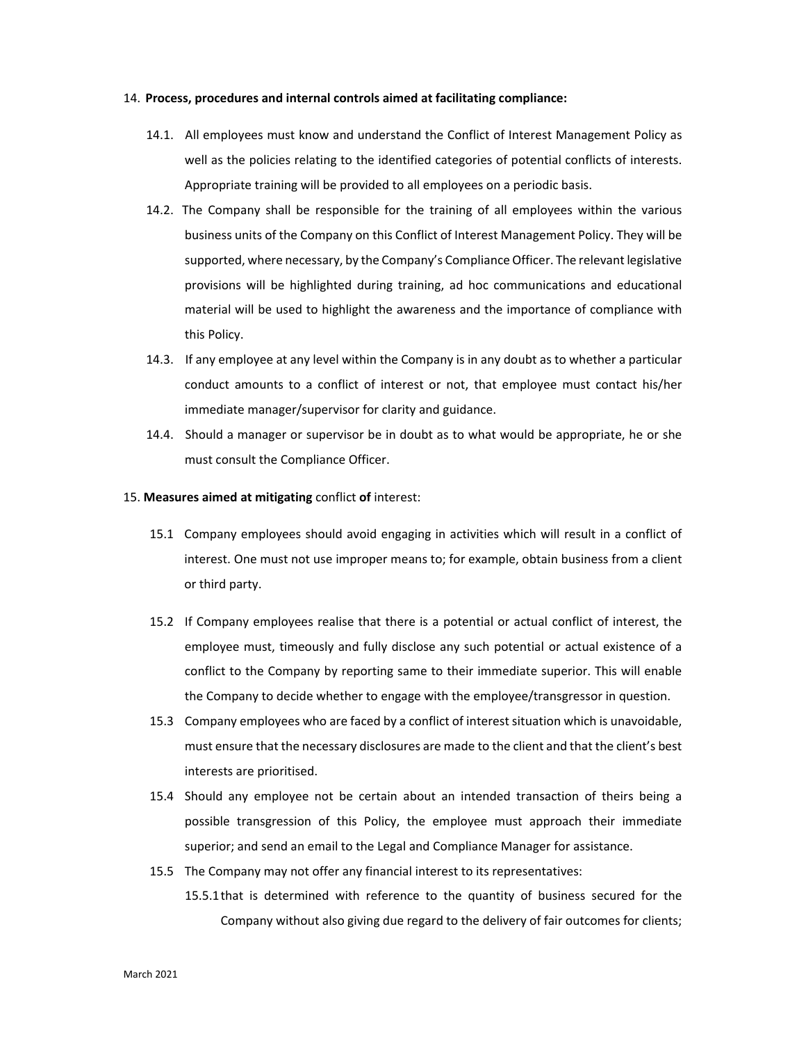14. **Process, procedures and internal controls aimed at facilitating compliance:**

14.1. All employees must know and understand the Conflict of Interest Management Policy as well as the policies relating to the identified categories of potential conflicts of interests. Appropriate training will be provided to all employees on a periodic basis.

14.2. The Company shall be responsible for the training of all employees within the various business units of the Company on this Conflict of Interest Management Policy. They will be supported, where necessary, by the Company's Compliance Officer. The relevant legislative provisions will be highlighted during training, ad hoc communications and educational material will be used to highlight the awareness and the importance of compliance with this Policy.

14.3. If any employee at any level within the Company is in any doubt as to whether a particular conduct amounts to a conflict of interest or not, that employee must contact his/her immediate manager/supervisor for clarity and guidance.

14.4. Should a manager or supervisor be in doubt as to what would be appropriate, he or she must consult the Compliance Officer.

15. **Measures aimed at mitigating** conflict **of** interest:

15.1 Company employees should avoid engaging in activities which will result in a conflict of interest. One must not use improper means to; for example, obtain business from a client or third party.

15.2 If Company employees realise that there is a potential or actual conflict of interest, the employee must, timeously and fully disclose any such potential or actual existence of a conflict to the Company by reporting same to their immediate superior. This will enable the Company to decide whether to engage with the employee/transgressor in question.

15.3 Company employees who are faced by a conflict of interest situation which is unavoidable, must ensure that the necessary disclosures are made to the client and that the client's best interests are prioritised.

15.4 Should any employee not be certain about an intended transaction of theirs being a possible transgression of this Policy, the employee must approach their immediate superior; and send an email to the Legal and Compliance Manager for assistance.

15.5 The Company may not offer any financial interest to its representatives:

15.5.1 that is determined with reference to the quantity of business secured for the Company without also giving due regard to the delivery of fair outcomes for clients;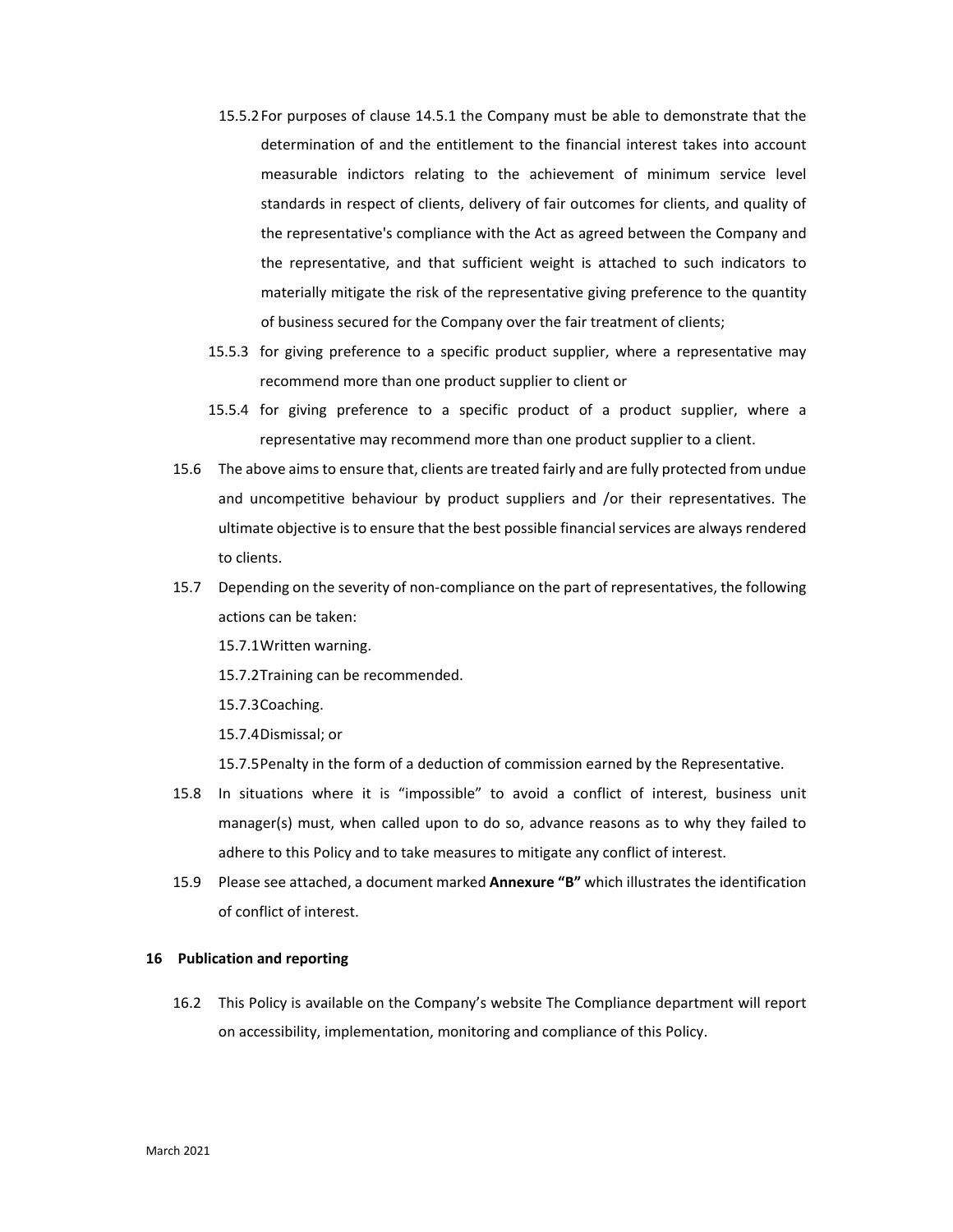15.5.2 For purposes of clause 14.5.1 the Company must be able to demonstrate that the determination of and the entitlement to the financial interest takes into account measurable indictors relating to the achievement of minimum service level standards in respect of clients, delivery of fair outcomes for clients, and quality of the representative's compliance with the Act as agreed between the Company and the representative, and that sufficient weight is attached to such indicators to materially mitigate the risk of the representative giving preference to the quantity of business secured for the Company over the fair treatment of clients;

15.5.3 for giving preference to a specific product supplier, where a representative may recommend more than one product supplier to client or

15.5.4 for giving preference to a specific product of a product supplier, where a representative may recommend more than one product supplier to a client.

15.6 The above aims to ensure that, clients are treated fairly and are fully protected from undue and uncompetitive behaviour by product suppliers and /or their representatives. The ultimate objective is to ensure that the best possible financial services are always rendered to clients.

15.7 Depending on the severity of non-compliance on the part of representatives, the following actions can be taken:

15.7.1 Written warning.

15.7.2 Training can be recommended.

15.7.3 Coaching.

15.7.4 Dismissal; or

15.7.5 Penalty in the form of a deduction of commission earned by the Representative.

15.8 In situations where it is "impossible" to avoid a conflict of interest, business unit manager(s) must, when called upon to do so, advance reasons as to why they failed to adhere to this Policy and to take measures to mitigate any conflict of interest.

15.9 Please see attached, a document marked **Annexure "B"** which illustrates the identification of conflict of interest.

## 16 Publication and reporting

16.2 This Policy is available on the Company's website The Compliance department will report on accessibility, implementation, monitoring and compliance of this Policy.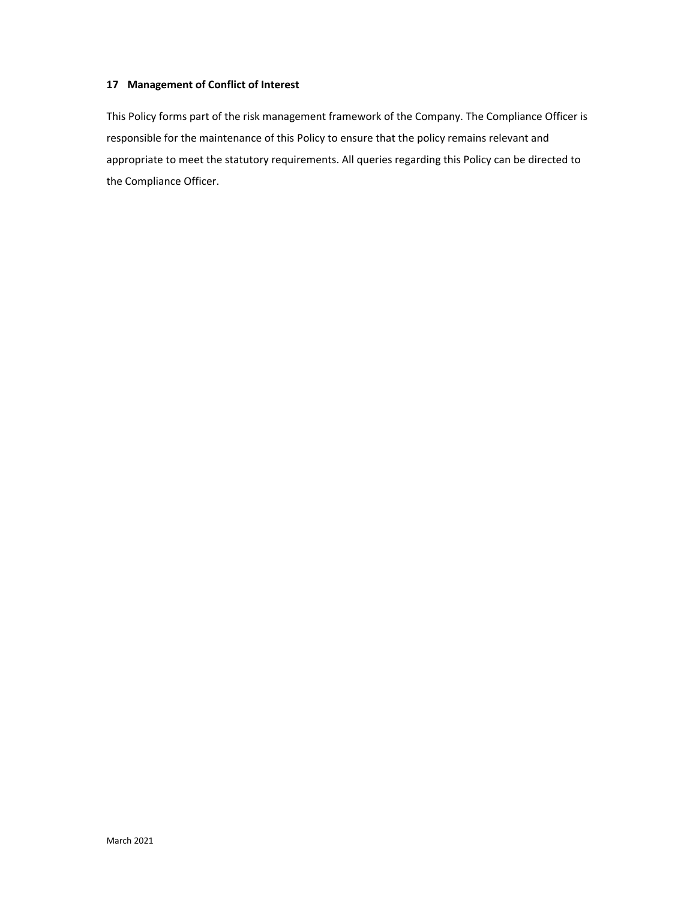## 17 Management of Conflict of Interest

This Policy forms part of the risk management framework of the Company. The Compliance Officer is responsible for the maintenance of this Policy to ensure that the policy remains relevant and appropriate to meet the statutory requirements. All queries regarding this Policy can be directed to the Compliance Officer.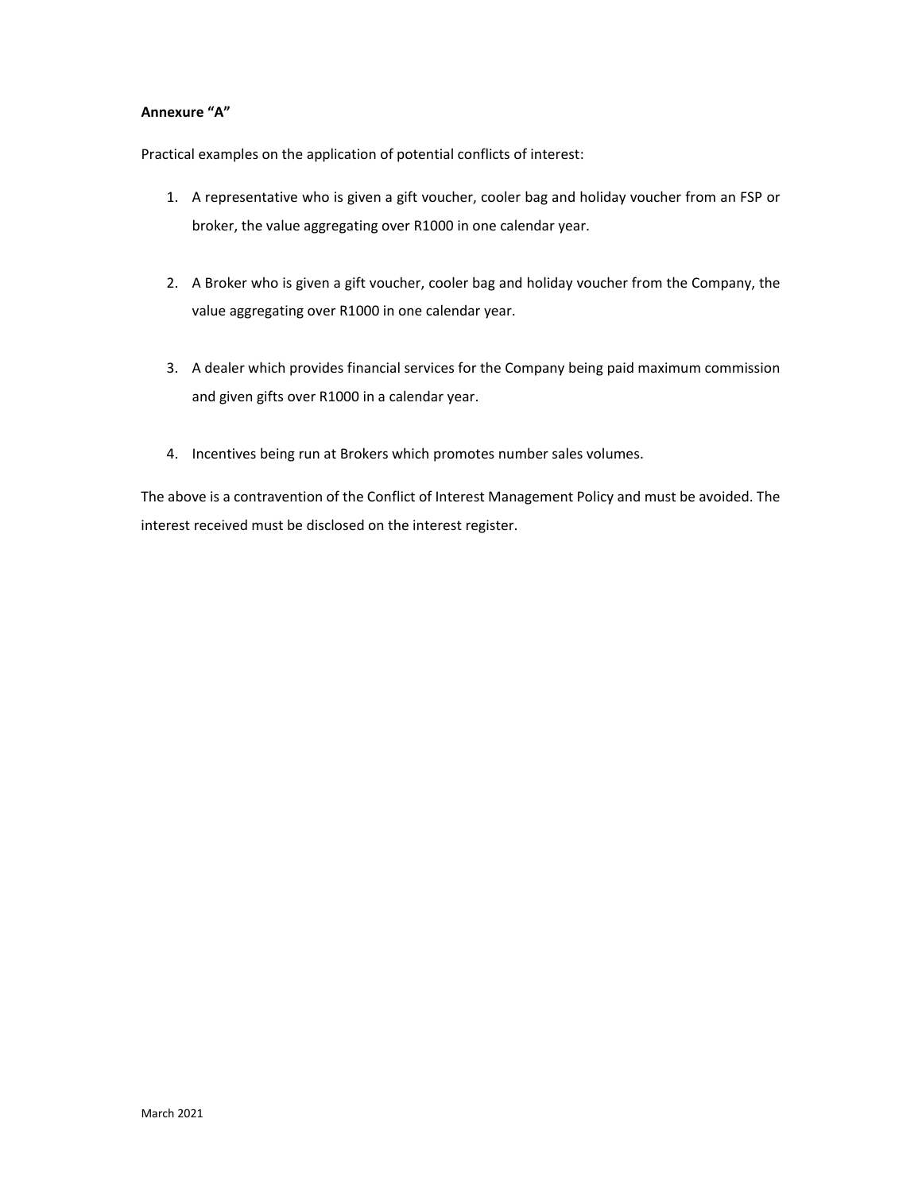**Annexure "A"**

Practical examples on the application of potential conflicts of interest:

1. A representative who is given a gift voucher, cooler bag and holiday voucher from an FSP or broker, the value aggregating over R1000 in one calendar year.

2. A Broker who is given a gift voucher, cooler bag and holiday voucher from the Company, the value aggregating over R1000 in one calendar year.

3. A dealer which provides financial services for the Company being paid maximum commission and given gifts over R1000 in a calendar year.

4. Incentives being run at Brokers which promotes number sales volumes.

The above is a contravention of the Conflict of Interest Management Policy and must be avoided. The interest received must be disclosed on the interest register.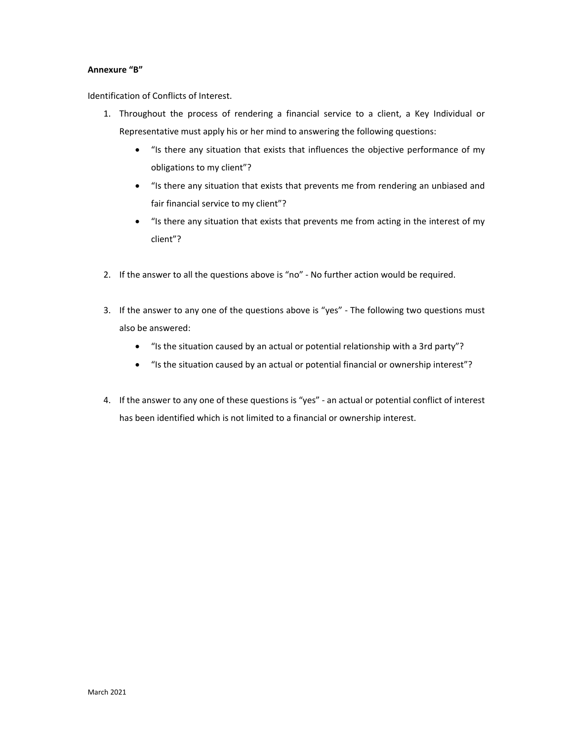**Annexure "B"**

Identification of Conflicts of Interest.

1. Throughout the process of rendering a financial service to a client, a Key Individual or Representative must apply his or her mind to answering the following questions:
   - "Is there any situation that exists that influences the objective performance of my obligations to my client"?
   - "Is there any situation that exists that prevents me from rendering an unbiased and fair financial service to my client"?
   - "Is there any situation that exists that prevents me from acting in the interest of my client"?

2. If the answer to all the questions above is "no" - No further action would be required.

3. If the answer to any one of the questions above is "yes" - The following two questions must also be answered:
   - "Is the situation caused by an actual or potential relationship with a 3rd party"?
   - "Is the situation caused by an actual or potential financial or ownership interest"?

4. If the answer to any one of these questions is "yes" - an actual or potential conflict of interest has been identified which is not limited to a financial or ownership interest.

March 2021